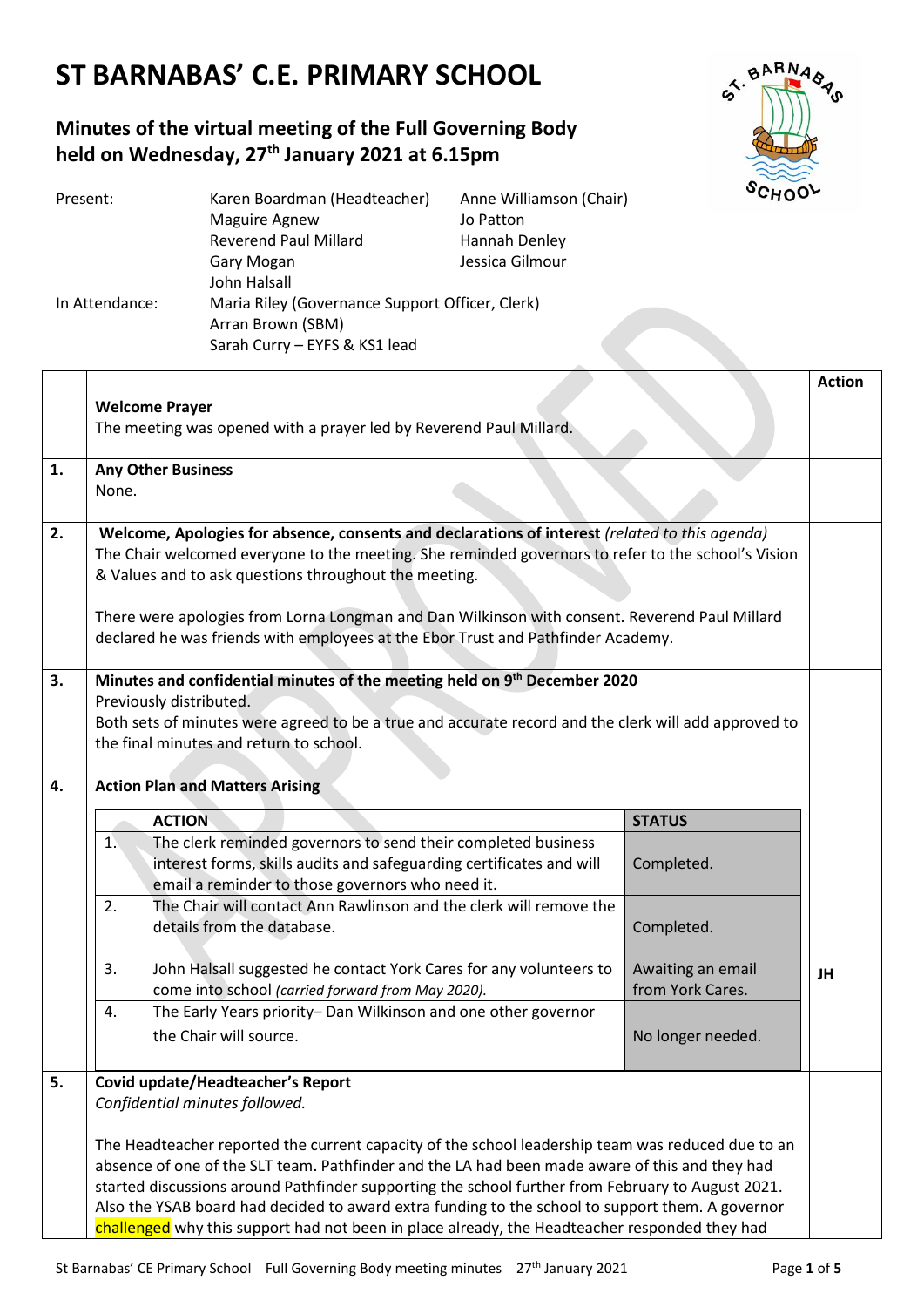# ST BARNABAS' C.E. PRIMARY SCHOOL

## Minutes of the virtual meeting of the Full Governing Body held on Wednesday, 27th January 2021 at 6.15pm

| | | |
|---|---|---|
| Present: | Karen Boardman (Headteacher) | Anne Williamson (Chair) |
| | Maguire Agnew | Jo Patton |
| | Reverend Paul Millard | Hannah Denley |
| | Gary Mogan | Jessica Gilmour |
| | John Halsall | |
| In Attendance: | Maria Riley (Governance Support Officer, Clerk) | |
| | Arran Brown (SBM) | |
| | Sarah Curry – EYFS & KS1 lead | |

| | | Action |
|---|---|---|
| | **Welcome Prayer**<br>The meeting was opened with a prayer led by Reverend Paul Millard. | |
| 1. | **Any Other Business**<br>None. | |
| 2. | **Welcome, Apologies for absence, consents and declarations of interest** *(related to this agenda)*<br>The Chair welcomed everyone to the meeting. She reminded governors to refer to the school's Vision & Values and to ask questions throughout the meeting.<br><br>There were apologies from Lorna Longman and Dan Wilkinson with consent. Reverend Paul Millard declared he was friends with employees at the Ebor Trust and Pathfinder Academy. | |
| 3. | **Minutes and confidential minutes of the meeting held on 9th December 2020**<br>Previously distributed.<br>Both sets of minutes were agreed to be a true and accurate record and the clerk will add approved to the final minutes and return to school. | |
| 4. | **Action Plan and Matters Arising** | |

| | ACTION | STATUS | Action |
|---|---|---|---|
| 1. | The clerk reminded governors to send their completed business interest forms, skills audits and safeguarding certificates and will email a reminder to those governors who need it. | Completed. | |
| 2. | The Chair will contact Ann Rawlinson and the clerk will remove the details from the database. | Completed. | |
| 3. | John Halsall suggested he contact York Cares for any volunteers to come into school *(carried forward from May 2020).* | Awaiting an email from York Cares. | JH |
| 4. | The Early Years priority– Dan Wilkinson and one other governor the Chair will source. | No longer needed. | |

| | | Action |
|---|---|---|
| 5. | **Covid update/Headteacher's Report**<br>*Confidential minutes followed.*<br><br>The Headteacher reported the current capacity of the school leadership team was reduced due to an absence of one of the SLT team. Pathfinder and the LA had been made aware of this and they had started discussions around Pathfinder supporting the school further from February to August 2021. Also the YSAB board had decided to award extra funding to the school to support them. A governor challenged why this support had not been in place already, the Headteacher responded they had | |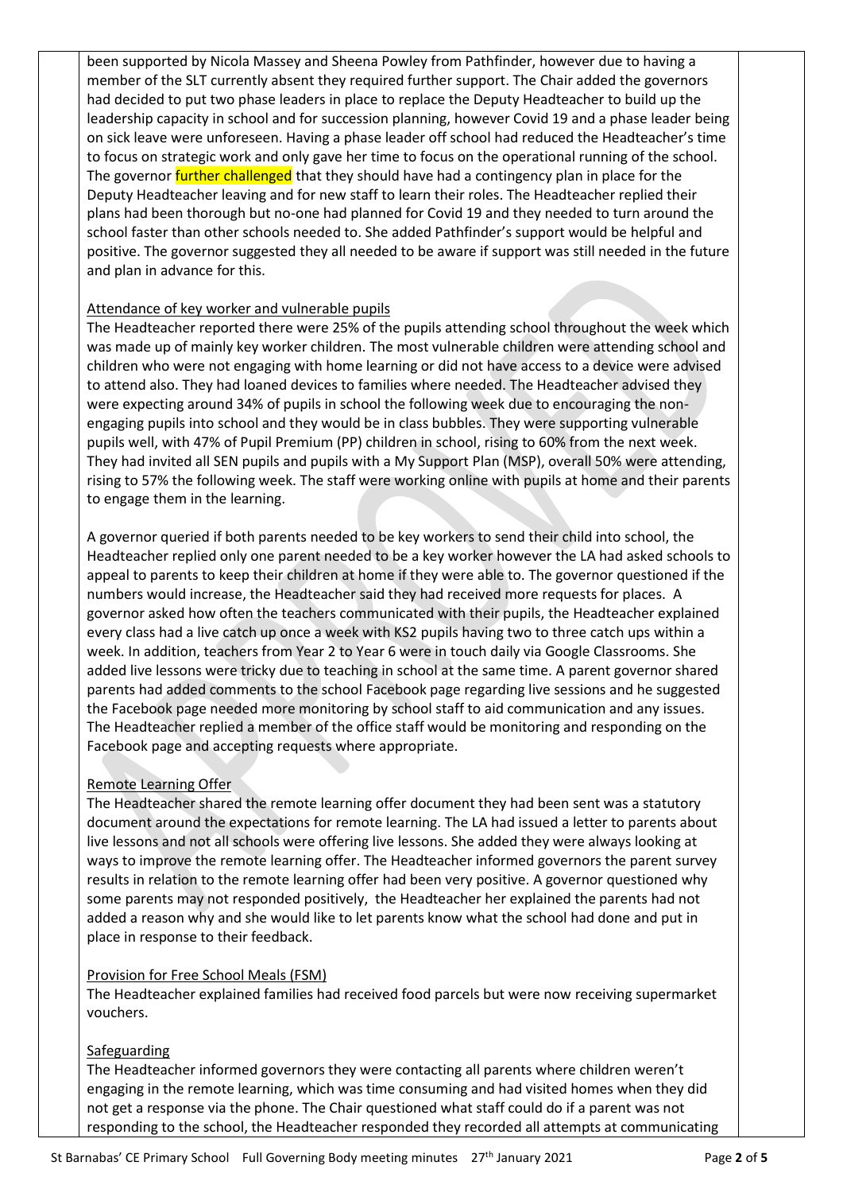been supported by Nicola Massey and Sheena Powley from Pathfinder, however due to having a member of the SLT currently absent they required further support. The Chair added the governors had decided to put two phase leaders in place to replace the Deputy Headteacher to build up the leadership capacity in school and for succession planning, however Covid 19 and a phase leader being on sick leave were unforeseen. Having a phase leader off school had reduced the Headteacher's time to focus on strategic work and only gave her time to focus on the operational running of the school. The governor further challenged that they should have had a contingency plan in place for the Deputy Headteacher leaving and for new staff to learn their roles. The Headteacher replied their plans had been thorough but no-one had planned for Covid 19 and they needed to turn around the school faster than other schools needed to. She added Pathfinder's support would be helpful and positive. The governor suggested they all needed to be aware if support was still needed in the future and plan in advance for this.

Attendance of key worker and vulnerable pupils

The Headteacher reported there were 25% of the pupils attending school throughout the week which was made up of mainly key worker children. The most vulnerable children were attending school and children who were not engaging with home learning or did not have access to a device were advised to attend also. They had loaned devices to families where needed. The Headteacher advised they were expecting around 34% of pupils in school the following week due to encouraging the non-engaging pupils into school and they would be in class bubbles. They were supporting vulnerable pupils well, with 47% of Pupil Premium (PP) children in school, rising to 60% from the next week. They had invited all SEN pupils and pupils with a My Support Plan (MSP), overall 50% were attending, rising to 57% the following week. The staff were working online with pupils at home and their parents to engage them in the learning.

A governor queried if both parents needed to be key workers to send their child into school, the Headteacher replied only one parent needed to be a key worker however the LA had asked schools to appeal to parents to keep their children at home if they were able to. The governor questioned if the numbers would increase, the Headteacher said they had received more requests for places. A governor asked how often the teachers communicated with their pupils, the Headteacher explained every class had a live catch up once a week with KS2 pupils having two to three catch ups within a week. In addition, teachers from Year 2 to Year 6 were in touch daily via Google Classrooms. She added live lessons were tricky due to teaching in school at the same time. A parent governor shared parents had added comments to the school Facebook page regarding live sessions and he suggested the Facebook page needed more monitoring by school staff to aid communication and any issues. The Headteacher replied a member of the office staff would be monitoring and responding on the Facebook page and accepting requests where appropriate.

Remote Learning Offer

The Headteacher shared the remote learning offer document they had been sent was a statutory document around the expectations for remote learning. The LA had issued a letter to parents about live lessons and not all schools were offering live lessons. She added they were always looking at ways to improve the remote learning offer. The Headteacher informed governors the parent survey results in relation to the remote learning offer had been very positive. A governor questioned why some parents may not responded positively, the Headteacher her explained the parents had not added a reason why and she would like to let parents know what the school had done and put in place in response to their feedback.

Provision for Free School Meals (FSM)

The Headteacher explained families had received food parcels but were now receiving supermarket vouchers.

Safeguarding

The Headteacher informed governors they were contacting all parents where children weren't engaging in the remote learning, which was time consuming and had visited homes when they did not get a response via the phone. The Chair questioned what staff could do if a parent was not responding to the school, the Headteacher responded they recorded all attempts at communicating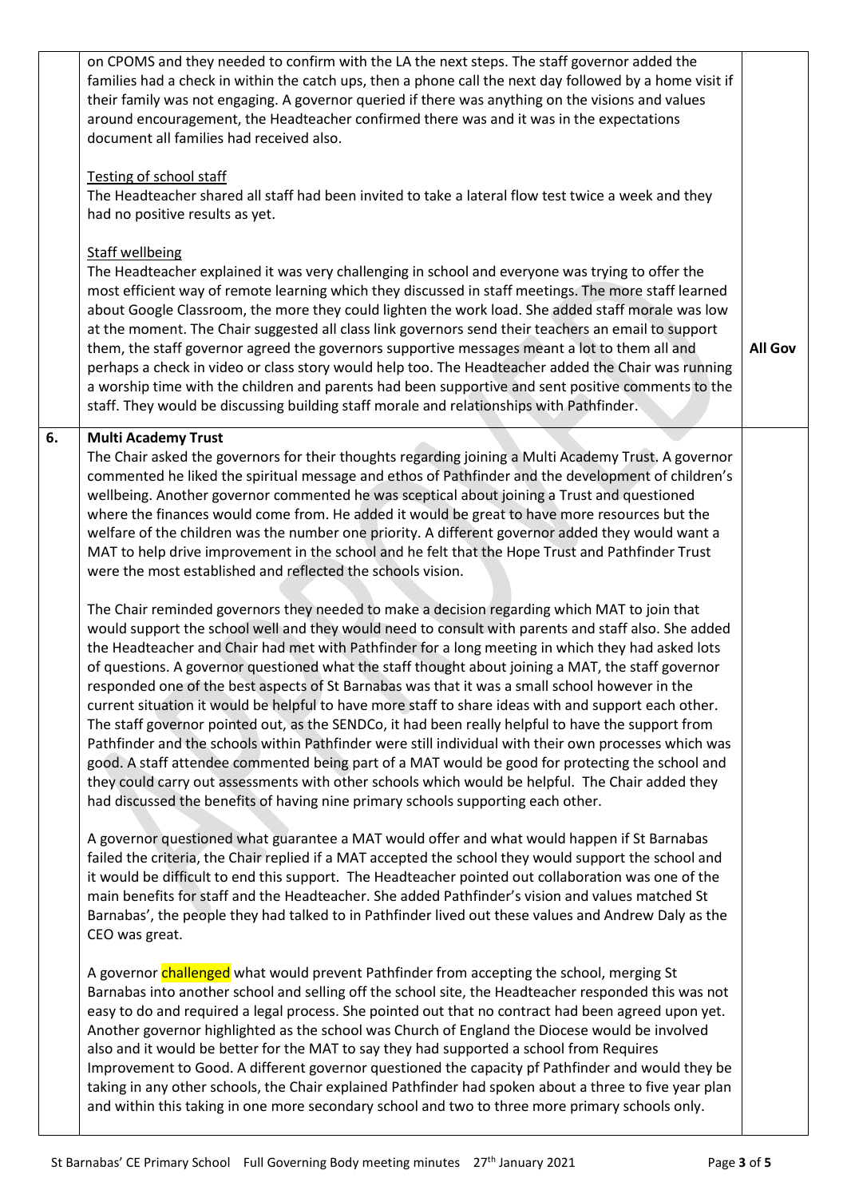| | | |
|---|---|---|
| | on CPOMS and they needed to confirm with the LA the next steps. The staff governor added the families had a check in within the catch ups, then a phone call the next day followed by a home visit if their family was not engaging. A governor queried if there was anything on the visions and values around encouragement, the Headteacher confirmed there was and it was in the expectations document all families had received also.<br><br><u>Testing of school staff</u><br>The Headteacher shared all staff had been invited to take a lateral flow test twice a week and they had no positive results as yet.<br><br><u>Staff wellbeing</u><br>The Headteacher explained it was very challenging in school and everyone was trying to offer the most efficient way of remote learning which they discussed in staff meetings. The more staff learned about Google Classroom, the more they could lighten the work load. She added staff morale was low at the moment. The Chair suggested all class link governors send their teachers an email to support them, the staff governor agreed the governors supportive messages meant a lot to them all and perhaps a check in video or class story would help too. The Headteacher added the Chair was running a worship time with the children and parents had been supportive and sent positive comments to the staff. They would be discussing building staff morale and relationships with Pathfinder. | **All Gov** |
| **6.** | **Multi Academy Trust**<br>The Chair asked the governors for their thoughts regarding joining a Multi Academy Trust. A governor commented he liked the spiritual message and ethos of Pathfinder and the development of children's wellbeing. Another governor commented he was sceptical about joining a Trust and questioned where the finances would come from. He added it would be great to have more resources but the welfare of the children was the number one priority. A different governor added they would want a MAT to help drive improvement in the school and he felt that the Hope Trust and Pathfinder Trust were the most established and reflected the schools vision.<br><br>The Chair reminded governors they needed to make a decision regarding which MAT to join that would support the school well and they would need to consult with parents and staff also. She added the Headteacher and Chair had met with Pathfinder for a long meeting in which they had asked lots of questions. A governor questioned what the staff thought about joining a MAT, the staff governor responded one of the best aspects of St Barnabas was that it was a small school however in the current situation it would be helpful to have more staff to share ideas with and support each other. The staff governor pointed out, as the SENDCo, it had been really helpful to have the support from Pathfinder and the schools within Pathfinder were still individual with their own processes which was good. A staff attendee commented being part of a MAT would be good for protecting the school and they could carry out assessments with other schools which would be helpful. The Chair added they had discussed the benefits of having nine primary schools supporting each other.<br><br>A governor questioned what guarantee a MAT would offer and what would happen if St Barnabas failed the criteria, the Chair replied if a MAT accepted the school they would support the school and it would be difficult to end this support. The Headteacher pointed out collaboration was one of the main benefits for staff and the Headteacher. She added Pathfinder's vision and values matched St Barnabas', the people they had talked to in Pathfinder lived out these values and Andrew Daly as the CEO was great.<br><br>A governor challenged what would prevent Pathfinder from accepting the school, merging St Barnabas into another school and selling off the school site, the Headteacher responded this was not easy to do and required a legal process. She pointed out that no contract had been agreed upon yet. Another governor highlighted as the school was Church of England the Diocese would be involved also and it would be better for the MAT to say they had supported a school from Requires Improvement to Good. A different governor questioned the capacity pf Pathfinder and would they be taking in any other schools, the Chair explained Pathfinder had spoken about a three to five year plan and within this taking in one more secondary school and two to three more primary schools only. | |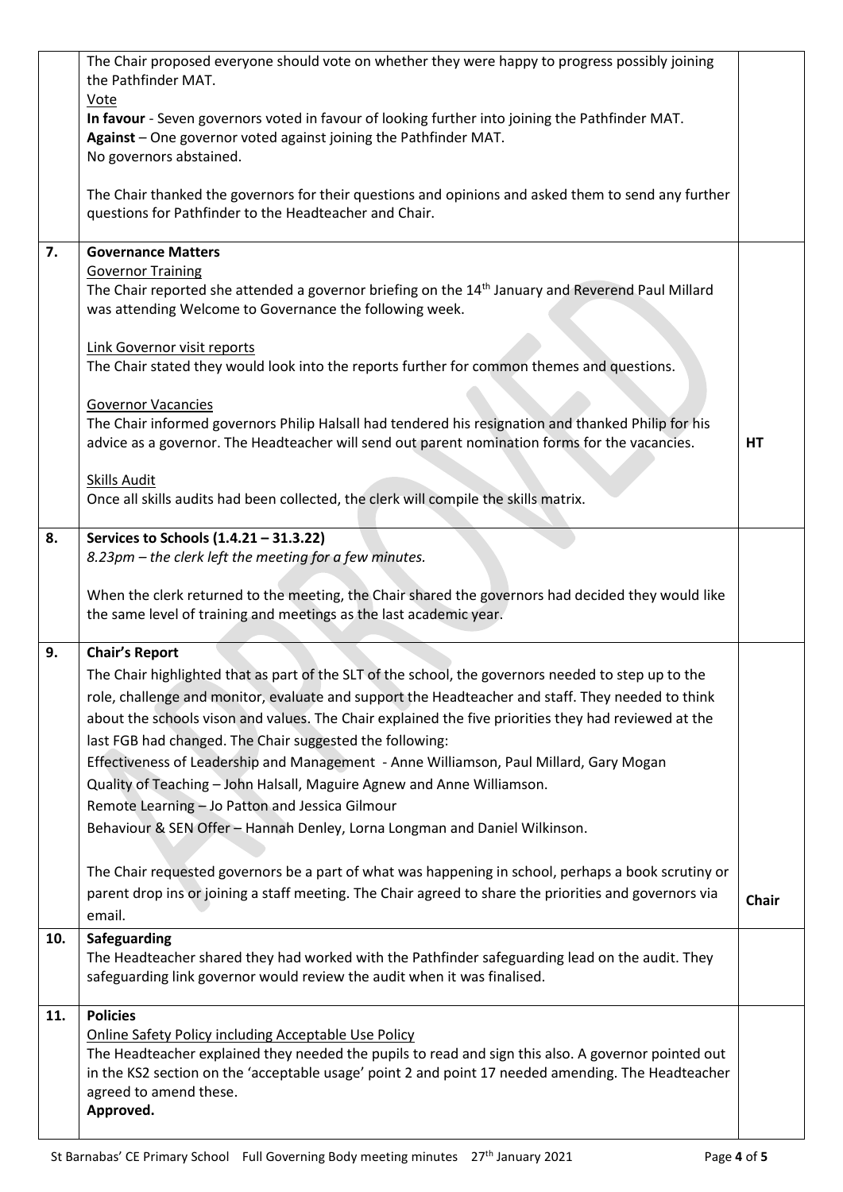| | | |
|---|---|---|
| | The Chair proposed everyone should vote on whether they were happy to progress possibly joining the Pathfinder MAT.<br>Vote<br>**In favour** - Seven governors voted in favour of looking further into joining the Pathfinder MAT.<br>**Against** – One governor voted against joining the Pathfinder MAT.<br>No governors abstained.<br><br>The Chair thanked the governors for their questions and opinions and asked them to send any further questions for Pathfinder to the Headteacher and Chair. | |
| **7.** | **Governance Matters**<br>Governor Training<br>The Chair reported she attended a governor briefing on the 14th January and Reverend Paul Millard was attending Welcome to Governance the following week.<br><br>Link Governor visit reports<br>The Chair stated they would look into the reports further for common themes and questions.<br><br>Governor Vacancies<br>The Chair informed governors Philip Halsall had tendered his resignation and thanked Philip for his advice as a governor. The Headteacher will send out parent nomination forms for the vacancies.<br><br>Skills Audit<br>Once all skills audits had been collected, the clerk will compile the skills matrix. | **HT** |
| **8.** | **Services to Schools (1.4.21 – 31.3.22)**<br>*8.23pm – the clerk left the meeting for a few minutes.*<br><br>When the clerk returned to the meeting, the Chair shared the governors had decided they would like the same level of training and meetings as the last academic year. | |
| **9.** | **Chair's Report**<br>The Chair highlighted that as part of the SLT of the school, the governors needed to step up to the role, challenge and monitor, evaluate and support the Headteacher and staff. They needed to think about the schools vison and values. The Chair explained the five priorities they had reviewed at the last FGB had changed. The Chair suggested the following:<br>Effectiveness of Leadership and Management - Anne Williamson, Paul Millard, Gary Mogan<br>Quality of Teaching – John Halsall, Maguire Agnew and Anne Williamson.<br>Remote Learning – Jo Patton and Jessica Gilmour<br>Behaviour & SEN Offer – Hannah Denley, Lorna Longman and Daniel Wilkinson.<br><br>The Chair requested governors be a part of what was happening in school, perhaps a book scrutiny or parent drop ins or joining a staff meeting. The Chair agreed to share the priorities and governors via email. | **Chair** |
| **10.** | **Safeguarding**<br>The Headteacher shared they had worked with the Pathfinder safeguarding lead on the audit. They safeguarding link governor would review the audit when it was finalised. | |
| **11.** | **Policies**<br>Online Safety Policy including Acceptable Use Policy<br>The Headteacher explained they needed the pupils to read and sign this also. A governor pointed out in the KS2 section on the 'acceptable usage' point 2 and point 17 needed amending. The Headteacher agreed to amend these.<br>**Approved.** | |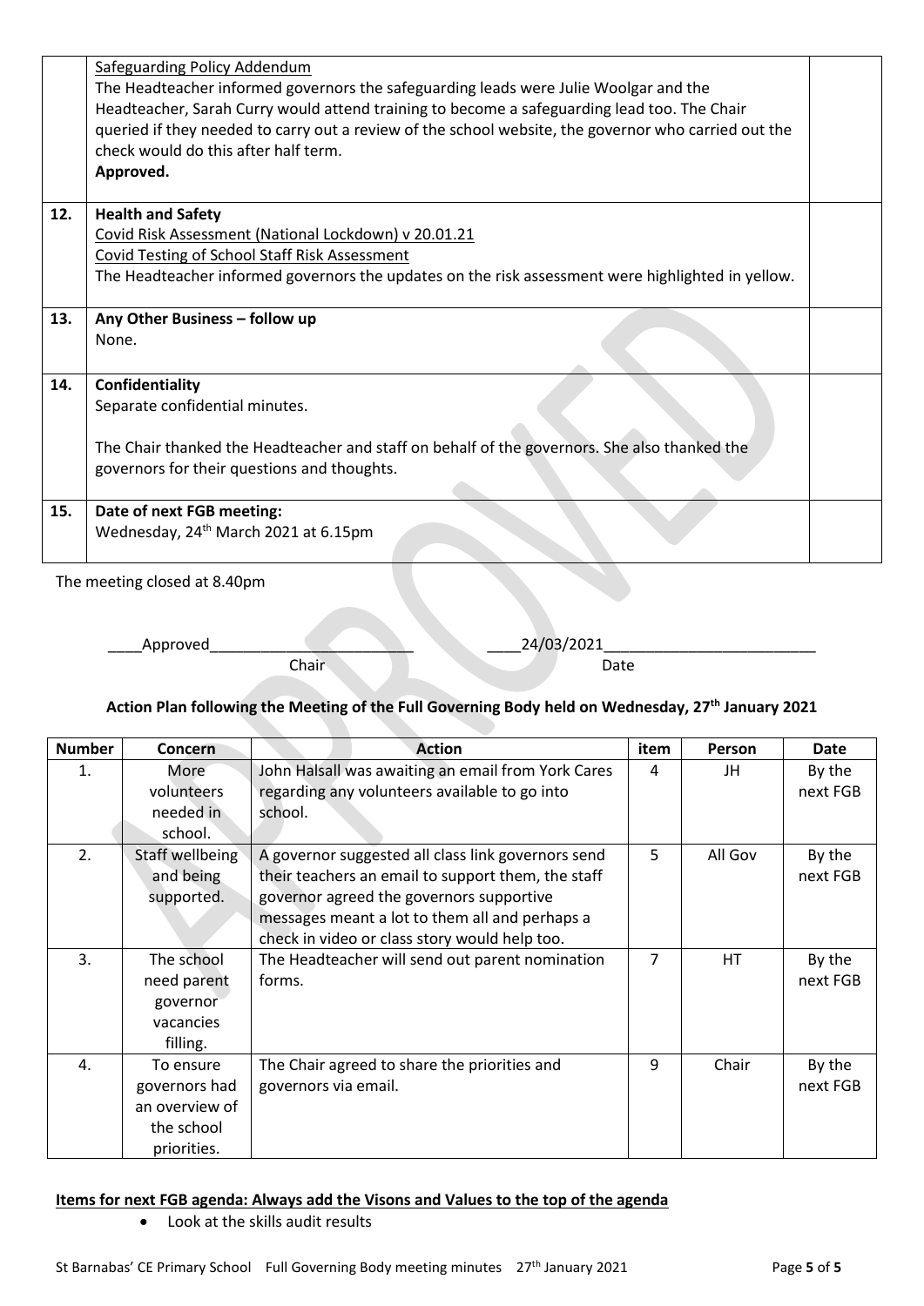| | | |
|---|---|---|
| | Safeguarding Policy Addendum<br>The Headteacher informed governors the safeguarding leads were Julie Woolgar and the Headteacher, Sarah Curry would attend training to become a safeguarding lead too. The Chair queried if they needed to carry out a review of the school website, the governor who carried out the check would do this after half term.<br>**Approved.** | |
| **12.** | **Health and Safety**<br>Covid Risk Assessment (National Lockdown) v 20.01.21<br>Covid Testing of School Staff Risk Assessment<br>The Headteacher informed governors the updates on the risk assessment were highlighted in yellow. | |
| **13.** | **Any Other Business – follow up**<br>None. | |
| **14.** | **Confidentiality**<br>Separate confidential minutes.<br><br>The Chair thanked the Headteacher and staff on behalf of the governors. She also thanked the governors for their questions and thoughts. | |
| **15.** | **Date of next FGB meeting:**<br>Wednesday, 24th March 2021 at 6.15pm | |

The meeting closed at 8.40pm

____Approved_________________________ ____24/03/2021_________________________
Chair Date

**Action Plan following the Meeting of the Full Governing Body held on Wednesday, 27th January 2021**

| Number | Concern | Action | item | Person | Date |
|---|---|---|---|---|---|
| 1. | More volunteers needed in school. | John Halsall was awaiting an email from York Cares regarding any volunteers available to go into school. | 4 | JH | By the next FGB |
| 2. | Staff wellbeing and being supported. | A governor suggested all class link governors send their teachers an email to support them, the staff governor agreed the governors supportive messages meant a lot to them all and perhaps a check in video or class story would help too. | 5 | All Gov | By the next FGB |
| 3. | The school need parent governor vacancies filling. | The Headteacher will send out parent nomination forms. | 7 | HT | By the next FGB |
| 4. | To ensure governors had an overview of the school priorities. | The Chair agreed to share the priorities and governors via email. | 9 | Chair | By the next FGB |

**Items for next FGB agenda: Always add the Visons and Values to the top of the agenda**

- Look at the skills audit results